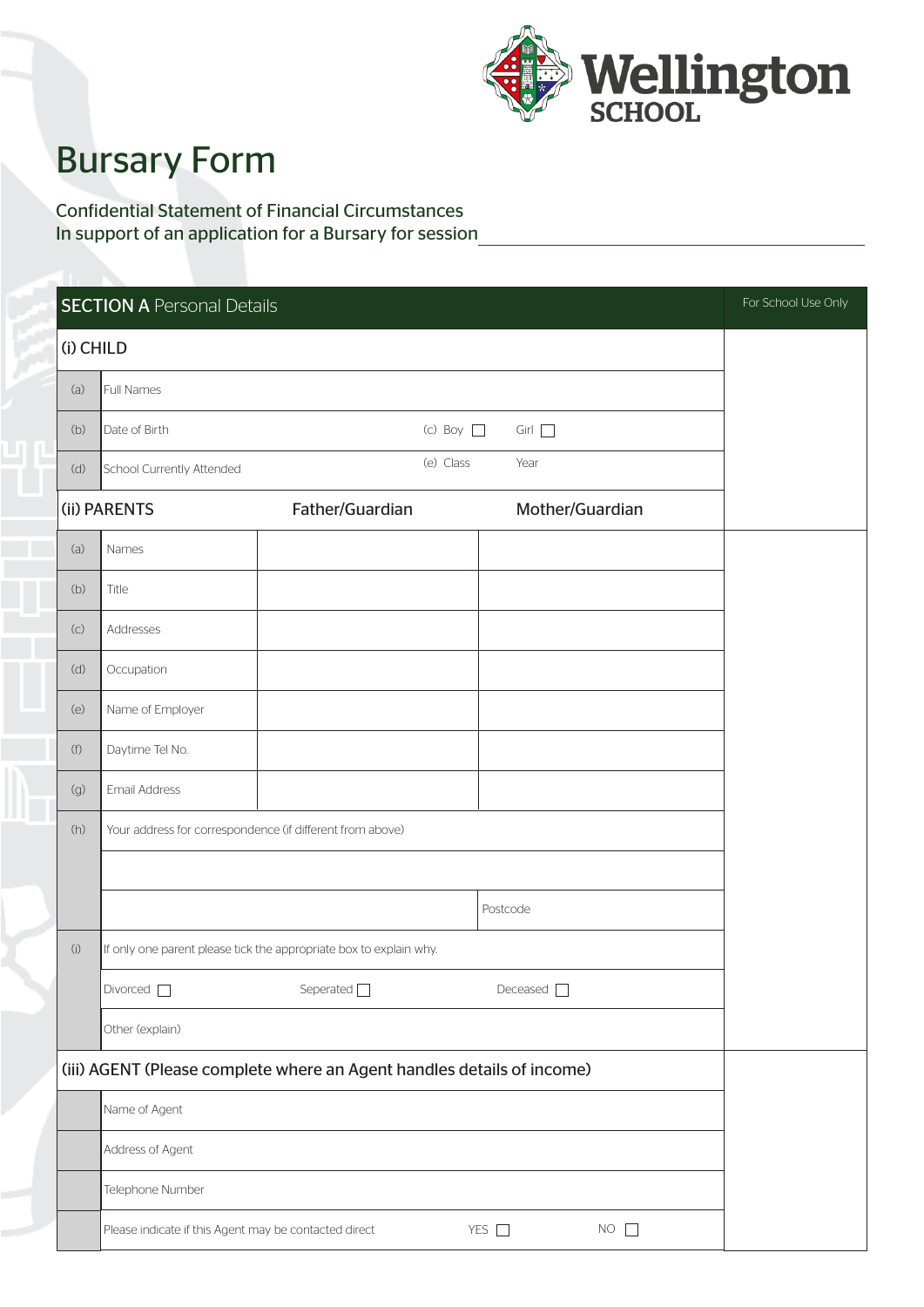Wellington SCHOOL

# Bursary Form

Confidential Statement of Financial Circumstances
In support of an application for a Bursary for session ____________________

| **SECTION A** Personal Details | | | | For School Use Only |
|---|---|---|---|---|
| **(i) CHILD** | | | | |
| (a) | Full Names | | | |
| (b) | Date of Birth | (c) Boy ☐ | Girl ☐ | |
| (d) | School Currently Attended | (e) Class | Year | |
| **(ii) PARENTS** | | **Father/Guardian** | **Mother/Guardian** | |
| (a) | Names | | | |
| (b) | Title | | | |
| (c) | Addresses | | | |
| (d) | Occupation | | | |
| (e) | Name of Employer | | | |
| (f) | Daytime Tel No. | | | |
| (g) | Email Address | | | |
| (h) | Your address for correspondence (if different from above) | | | |
| | | | | |
| | | | Postcode | |
| (i) | If only one parent please tick the appropriate box to explain why. | | | |
| | Divorced ☐ | Seperated ☐ | Deceased ☐ | |
| | Other (explain) | | | |
| **(iii) AGENT (Please complete where an Agent handles details of income)** | | | | |
| | Name of Agent | | | |
| | Address of Agent | | | |
| | Telephone Number | | | |
| | Please indicate if this Agent may be contacted direct | YES ☐ | NO ☐ | |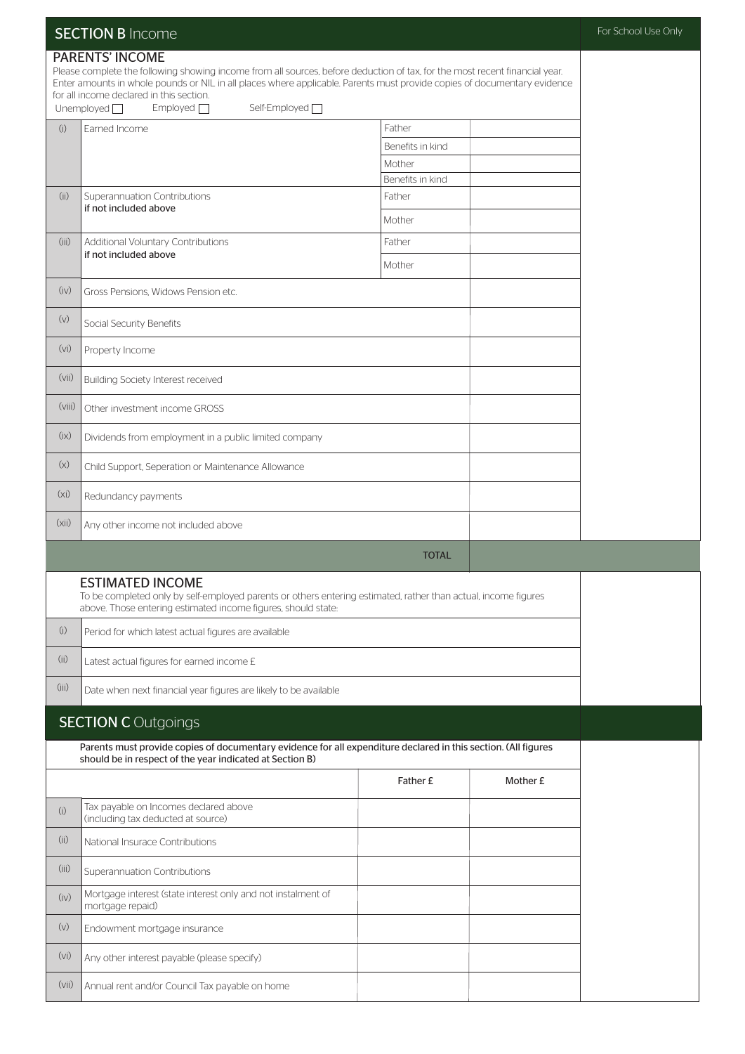## SECTION B Income

For School Use Only

### PARENTS' INCOME

Please complete the following showing income from all sources, before deduction of tax, for the most recent financial year. Enter amounts in whole pounds or NIL in all places where applicable. Parents must provide copies of documentary evidence for all income declared in this section.

Unemployed ☐ Employed ☐ Self-Employed ☐

| | | | |
|---|---|---|---|
| (i) | Earned Income | Father | |
| | | Benefits in kind | |
| | | Mother | |
| | | Benefits in kind | |
| (ii) | Superannuation Contributions **if not included above** | Father | |
| | | Mother | |
| (iii) | Additional Voluntary Contributions **if not included above** | Father | |
| | | Mother | |
| (iv) | Gross Pensions, Widows Pension etc. | | |
| (v) | Social Security Benefits | | |
| (vi) | Property Income | | |
| (vii) | Building Society Interest received | | |
| (viii) | Other investment income GROSS | | |
| (ix) | Dividends from employment in a public limited company | | |
| (x) | Child Support, Seperation or Maintenance Allowance | | |
| (xi) | Redundancy payments | | |
| (xii) | Any other income not included above | | |
| | | TOTAL | |

### ESTIMATED INCOME

To be completed only by self-employed parents or others entering estimated, rather than actual, income figures above. Those entering estimated income figures, should state:

| | | |
|---|---|---|
| (i) | Period for which latest actual figures are available | |
| (ii) | Latest actual figures for earned income £ | |
| (iii) | Date when next financial year figures are likely to be available | |

## SECTION C Outgoings

Parents must provide copies of documentary evidence for all expenditure declared in this section. (All figures should be in respect of the year indicated at Section B)

| | | Father £ | Mother £ |
|---|---|---|---|
| (i) | Tax payable on Incomes declared above (including tax deducted at source) | | |
| (ii) | National Insurace Contributions | | |
| (iii) | Superannuation Contributions | | |
| (iv) | Mortgage interest (state interest only and not instalment of mortgage repaid) | | |
| (v) | Endowment mortgage insurance | | |
| (vi) | Any other interest payable (please specify) | | |
| (vii) | Annual rent and/or Council Tax payable on home | | |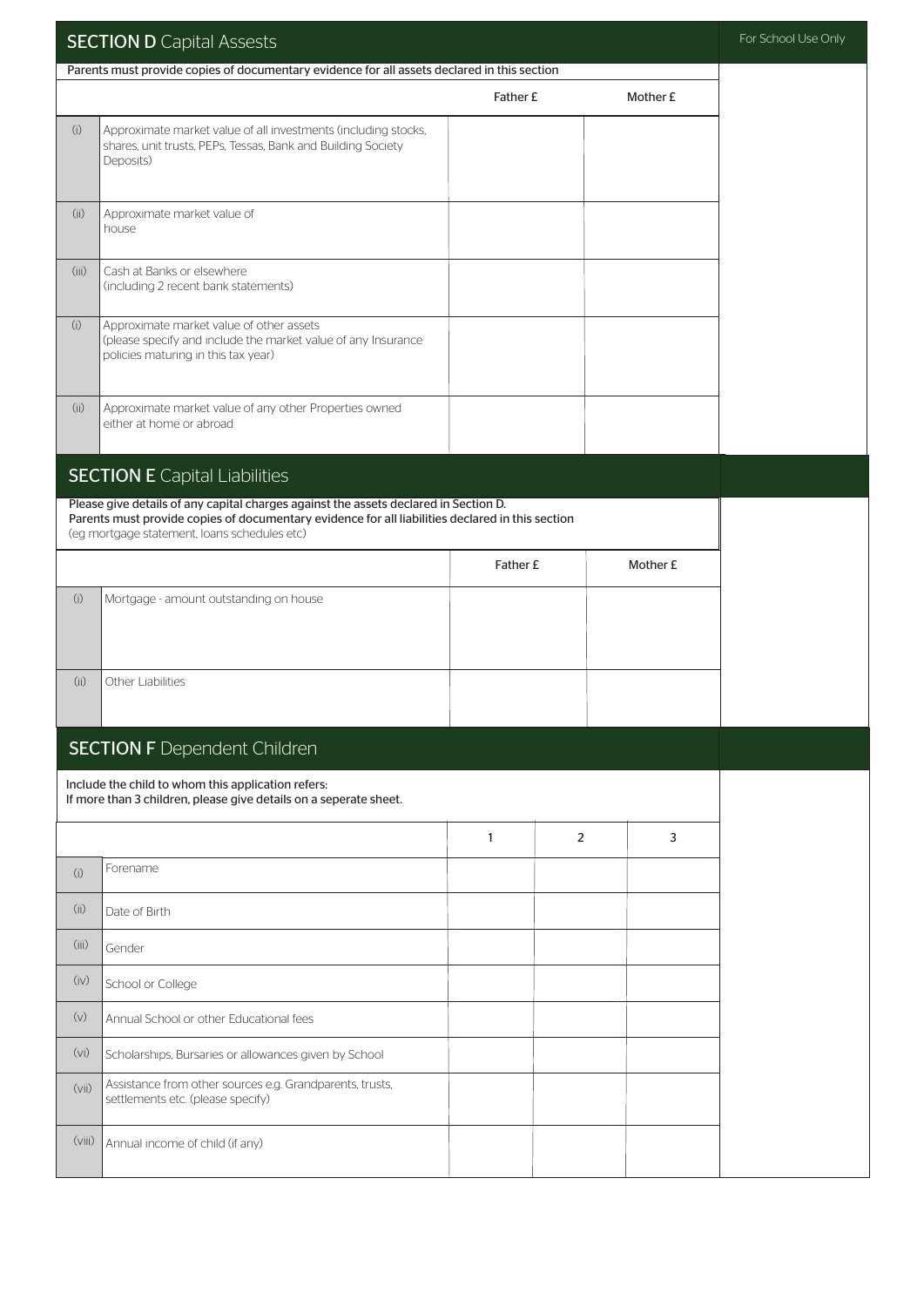## SECTION D Capital Assests

For School Use Only

Parents must provide copies of documentary evidence for all assets declared in this section

| | | Father £ | Mother £ |
|---|---|---|---|
| (i) | Approximate market value of all investments (including stocks, shares, unit trusts, PEPs, Tessas, Bank and Building Society Deposits) | | |
| (ii) | Approximate market value of house | | |
| (iii) | Cash at Banks or elsewhere (including 2 recent bank statements) | | |
| (i) | Approximate market value of other assets (please specify and include the market value of any Insurance policies maturing in this tax year) | | |
| (ii) | Approximate market value of any other Properties owned either at home or abroad | | |

## SECTION E Capital Liabilities

Please give details of any capital charges against the assets declared in Section D.
Parents must provide copies of documentary evidence for all liabilities declared in this section
(eg mortgage statement, loans schedules etc)

| | | Father £ | Mother £ |
|---|---|---|---|
| (i) | Mortgage - amount outstanding on house | | |
| (ii) | Other Liabilities | | |

## SECTION F Dependent Children

Include the child to whom this application refers:
If more than 3 children, please give details on a seperate sheet.

| | | 1 | 2 | 3 |
|---|---|---|---|---|
| (i) | Forename | | | |
| (ii) | Date of Birth | | | |
| (iii) | Gender | | | |
| (iv) | School or College | | | |
| (v) | Annual School or other Educational fees | | | |
| (vi) | Scholarships, Bursaries or allowances given by School | | | |
| (vii) | Assistance from other sources e.g. Grandparents, trusts, settlements etc. (please specify) | | | |
| (viii) | Annual income of child (if any) | | | |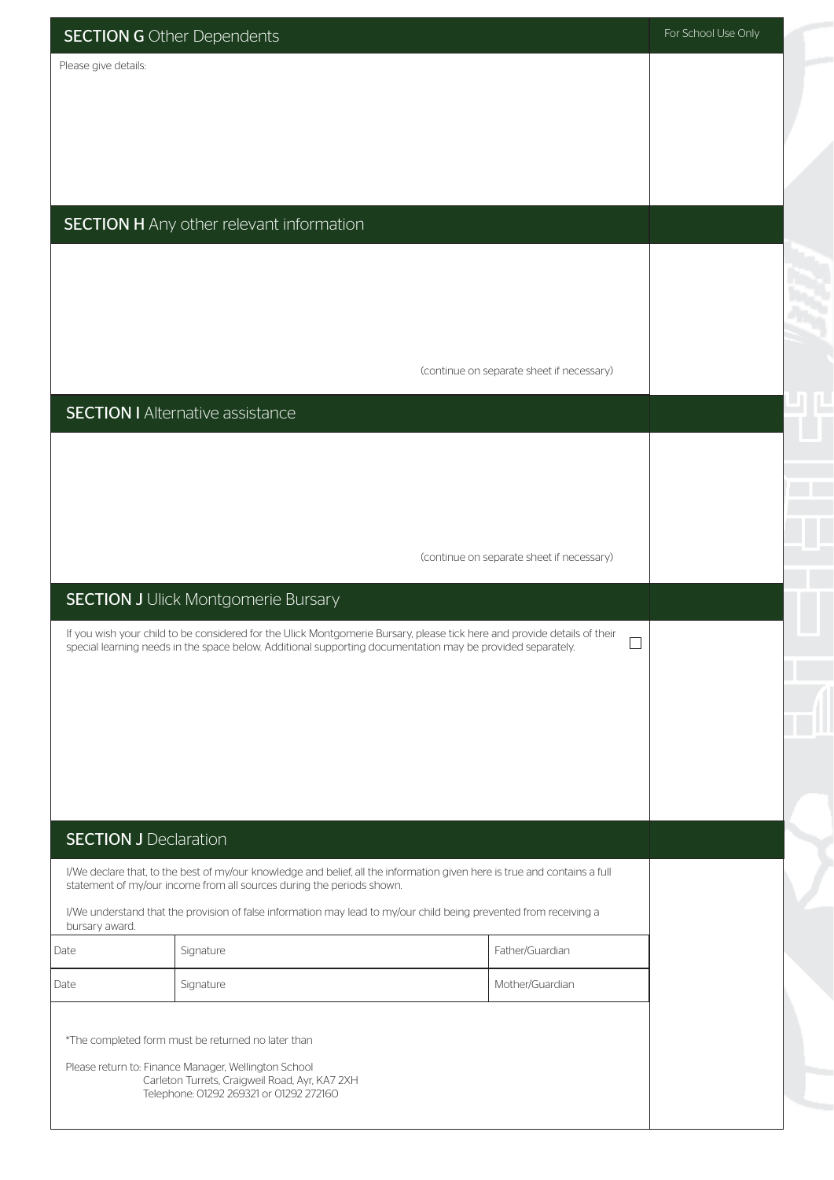## SECTION G Other Dependents

For School Use Only

Please give details:

## SECTION H Any other relevant information

(continue on separate sheet if necessary)

## SECTION I Alternative assistance

(continue on separate sheet if necessary)

## SECTION J Ulick Montgomerie Bursary

If you wish your child to be considered for the Ulick Montgomerie Bursary, please tick here and provide details of their special learning needs in the space below. Additional supporting documentation may be provided separately. ☐

## SECTION J Declaration

I/We declare that, to the best of my/our knowledge and belief, all the information given here is true and contains a full statement of my/our income from all sources during the periods shown.

I/We understand that the provision of false information may lead to my/our child being prevented from receiving a bursary award.

| Date | Signature | Father/Guardian |
|---|---|---|
| Date | Signature | Mother/Guardian |

*The completed form must be returned no later than

Please return to: Finance Manager, Wellington School
Carleton Turrets, Craigweil Road, Ayr, KA7 2XH
Telephone: 01292 269321 or 01292 272160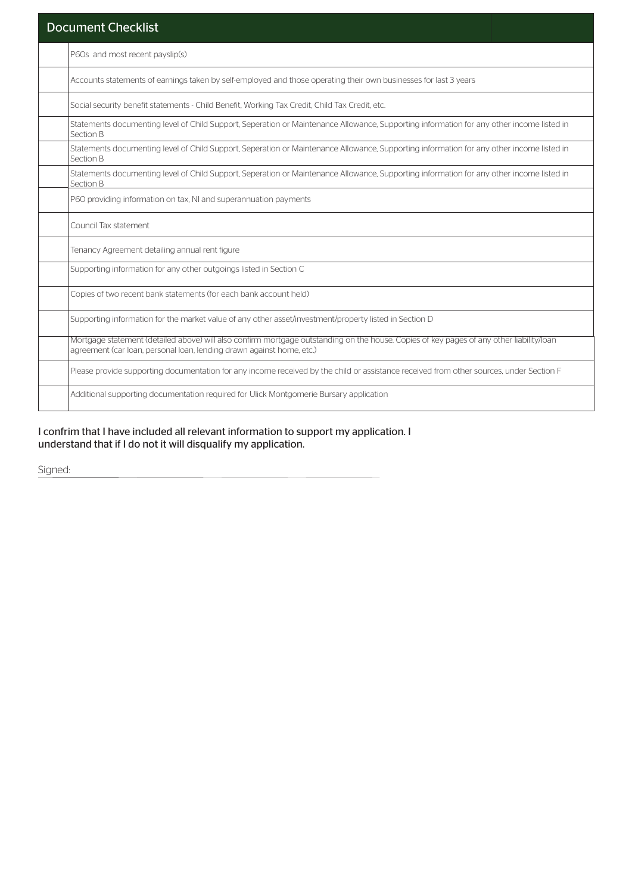| Document Checklist | |
|---|---|
| | P60s and most recent payslip(s) |
| | Accounts statements of earnings taken by self-employed and those operating their own businesses for last 3 years |
| | Social security benefit statements - Child Benefit, Working Tax Credit, Child Tax Credit, etc. |
| | Statements documenting level of Child Support, Seperation or Maintenance Allowance, Supporting information for any other income listed in Section B |
| | Statements documenting level of Child Support, Seperation or Maintenance Allowance, Supporting information for any other income listed in Section B |
| | Statements documenting level of Child Support, Seperation or Maintenance Allowance, Supporting information for any other income listed in Section B |
| | P60 providing information on tax, NI and superannuation payments |
| | Council Tax statement |
| | Tenancy Agreement detailing annual rent figure |
| | Supporting information for any other outgoings listed in Section C |
| | Copies of two recent bank statements (for each bank account held) |
| | Supporting information for the market value of any other asset/investment/property listed in Section D |
| | Mortgage statement (detailed above) will also confirm mortgage outstanding on the house. Copies of key pages of any other liability/loan agreement (car loan, personal loan, lending drawn against home, etc.) |
| | Please provide supporting documentation for any income received by the child or assistance received from other sources, under Section F |
| | Additional supporting documentation required for Ulick Montgomerie Bursary application |

I confrim that I have included all relevant information to support my application. I understand that if I do not it will disqualify my application.

Signed: ______________________